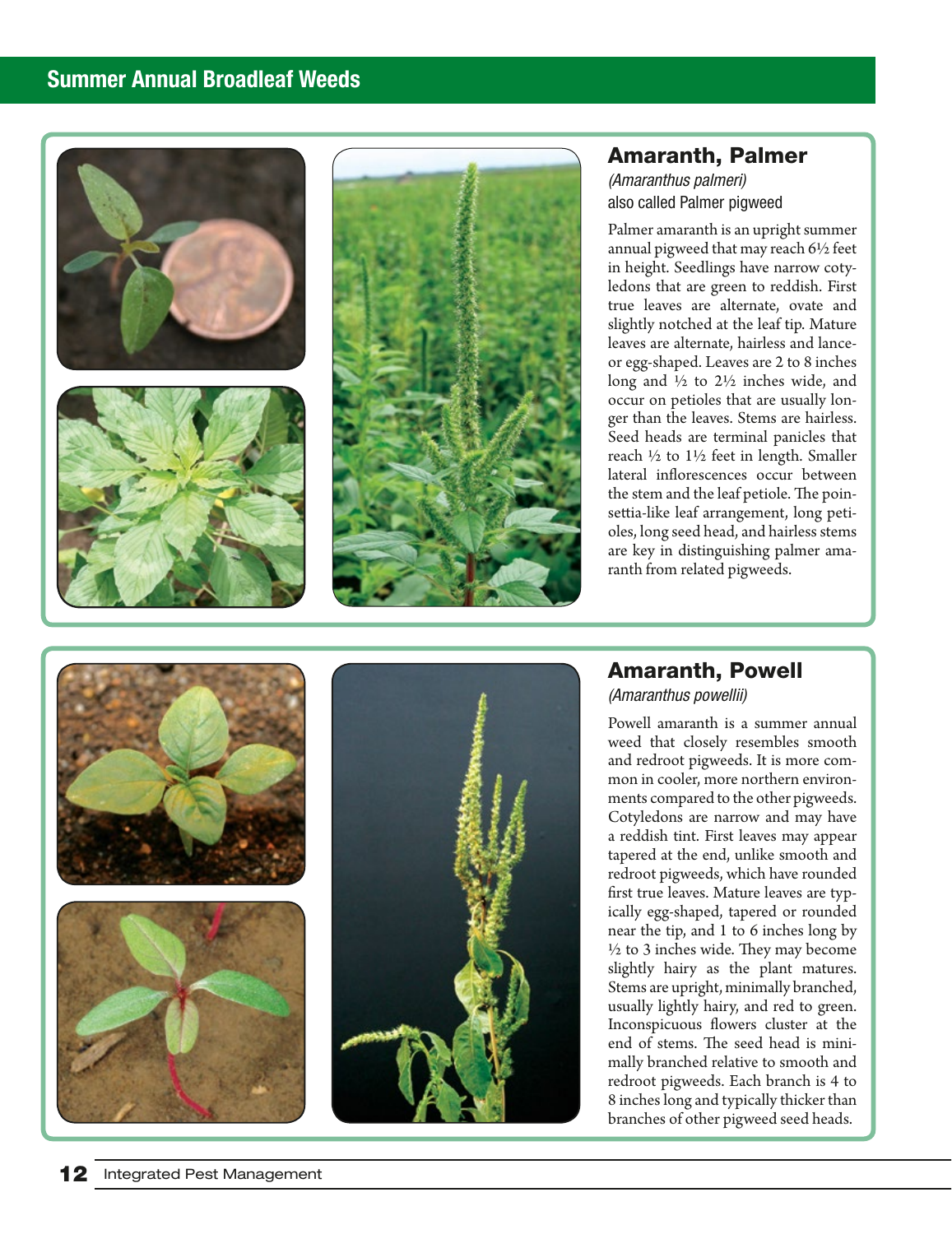## Summer Annual Broadleaf Weeds

### Amaranth, Palmer

*(Amaranthus palmeri)*

also called Palmer pigweed

Palmer amaranth is an upright summer annual pigweed that may reach 6½ feet in height. Seedlings have narrow cotyledons that are green to reddish. First true leaves are alternate, ovate and slightly notched at the leaf tip. Mature leaves are alternate, hairless and lance- or egg-shaped. Leaves are 2 to 8 inches long and ½ to 2½ inches wide, and occur on petioles that are usually longer than the leaves. Stems are hairless. Seed heads are terminal panicles that reach ½ to 1½ feet in length. Smaller lateral inflorescences occur between the stem and the leaf petiole. The poinsettia-like leaf arrangement, long petioles, long seed head, and hairless stems are key in distinguishing palmer amaranth from related pigweeds.

### Amaranth, Powell

*(Amaranthus powellii)*

Powell amaranth is a summer annual weed that closely resembles smooth and redroot pigweeds. It is more common in cooler, more northern environments compared to the other pigweeds. Cotyledons are narrow and may have a reddish tint. First leaves may appear tapered at the end, unlike smooth and redroot pigweeds, which have rounded first true leaves. Mature leaves are typically egg-shaped, tapered or rounded near the tip, and 1 to 6 inches long by ½ to 3 inches wide. They may become slightly hairy as the plant matures. Stems are upright, minimally branched, usually lightly hairy, and red to green. Inconspicuous flowers cluster at the end of stems. The seed head is minimally branched relative to smooth and redroot pigweeds. Each branch is 4 to 8 inches long and typically thicker than branches of other pigweed seed heads.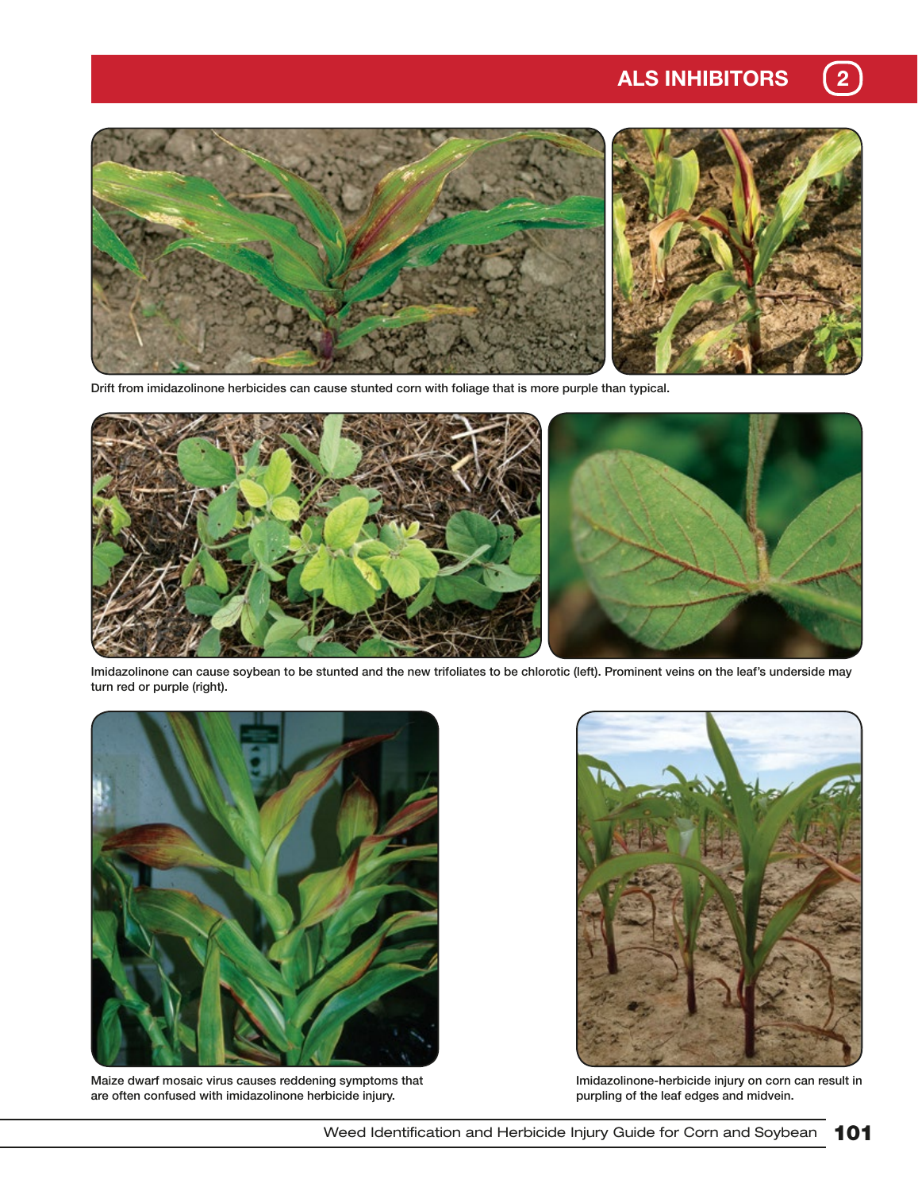## ALS INHIBITORS 2

Drift from imidazolinone herbicides can cause stunted corn with foliage that is more purple than typical.

Imidazolinone can cause soybean to be stunted and the new trifoliates to be chlorotic (left). Prominent veins on the leaf's underside may turn red or purple (right).

Maize dwarf mosaic virus causes reddening symptoms that are often confused with imidazolinone herbicide injury.

Imidazolinone-herbicide injury on corn can result in purpling of the leaf edges and midvein.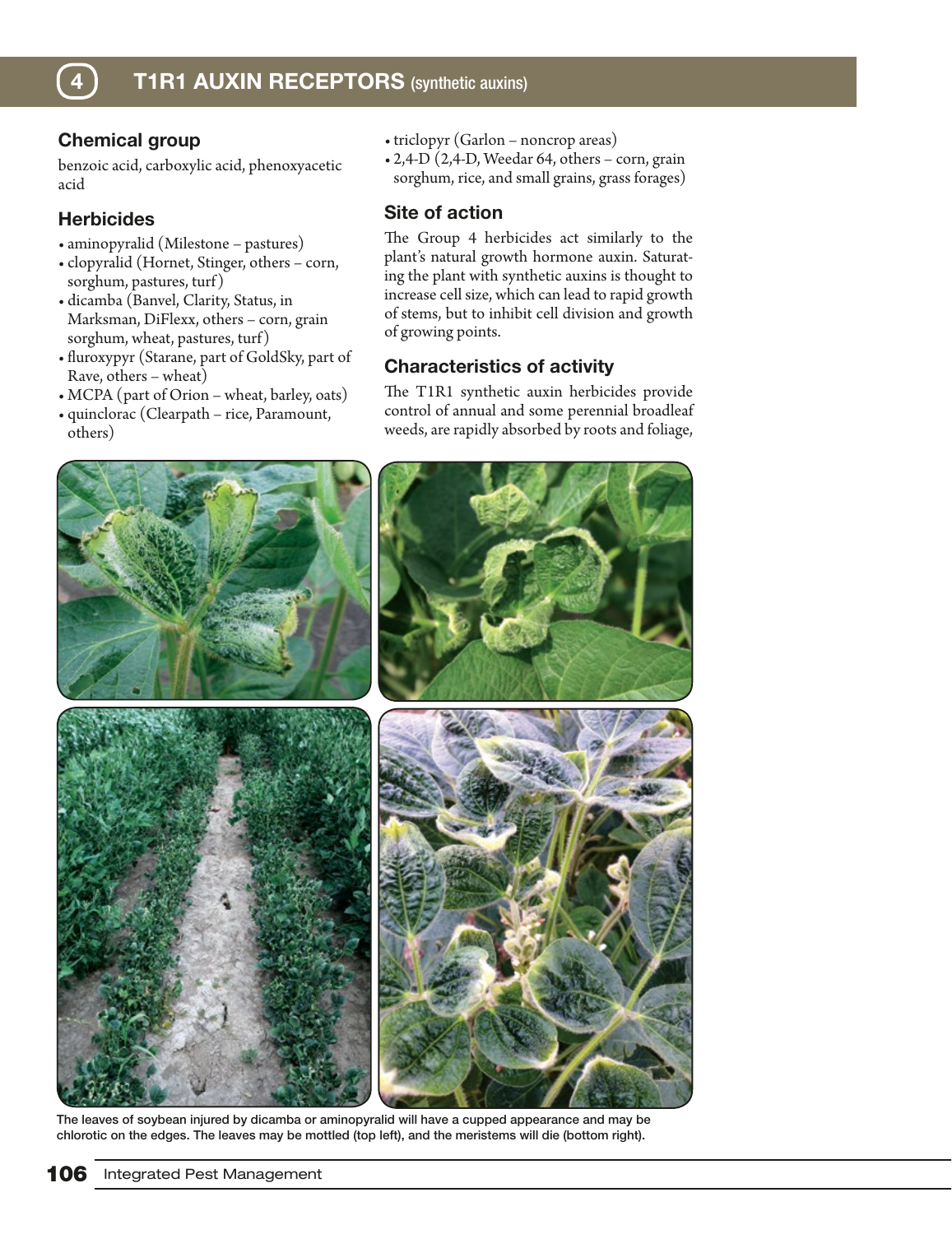# 4 T1R1 AUXIN RECEPTORS (synthetic auxins)

## Chemical group

benzoic acid, carboxylic acid, phenoxyacetic acid

## Herbicides

- aminopyralid (Milestone – pastures)
- clopyralid (Hornet, Stinger, others – corn, sorghum, pastures, turf)
- dicamba (Banvel, Clarity, Status, in Marksman, DiFlexx, others – corn, grain sorghum, wheat, pastures, turf)
- fluroxypyr (Starane, part of GoldSky, part of Rave, others – wheat)
- MCPA (part of Orion – wheat, barley, oats)
- quinclorac (Clearpath – rice, Paramount, others)
- triclopyr (Garlon – noncrop areas)
- 2,4-D (2,4-D, Weedar 64, others – corn, grain sorghum, rice, and small grains, grass forages)

## Site of action

The Group 4 herbicides act similarly to the plant's natural growth hormone auxin. Saturating the plant with synthetic auxins is thought to increase cell size, which can lead to rapid growth of stems, but to inhibit cell division and growth of growing points.

## Characteristics of activity

The T1R1 synthetic auxin herbicides provide control of annual and some perennial broadleaf weeds, are rapidly absorbed by roots and foliage,

The leaves of soybean injured by dicamba or aminopyralid will have a cupped appearance and may be chlorotic on the edges. The leaves may be mottled (top left), and the meristems will die (bottom right).